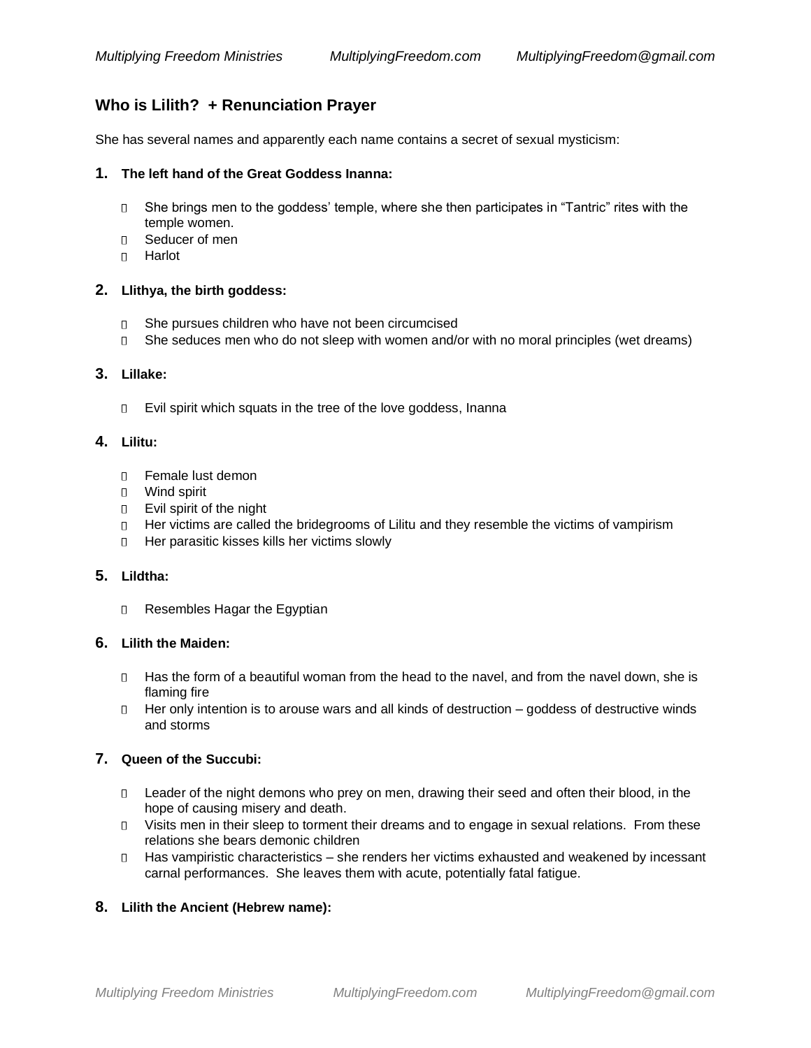## Who is Lilith? + Renunciation Prayer

She has several names and apparently each name contains a secret of sexual mysticism:

1. **The left hand of the Great Goddess Inanna:**
   - She brings men to the goddess' temple, where she then participates in "Tantric" rites with the temple women.
   - Seducer of men
   - Harlot

2. **Llithya, the birth goddess:**
   - She pursues children who have not been circumcised
   - She seduces men who do not sleep with women and/or with no moral principles (wet dreams)

3. **Lillake:**
   - Evil spirit which squats in the tree of the love goddess, Inanna

4. **Lilitu:**
   - Female lust demon
   - Wind spirit
   - Evil spirit of the night
   - Her victims are called the bridegrooms of Lilitu and they resemble the victims of vampirism
   - Her parasitic kisses kills her victims slowly

5. **Lildtha:**
   - Resembles Hagar the Egyptian

6. **Lilith the Maiden:**
   - Has the form of a beautiful woman from the head to the navel, and from the navel down, she is flaming fire
   - Her only intention is to arouse wars and all kinds of destruction – goddess of destructive winds and storms

7. **Queen of the Succubi:**
   - Leader of the night demons who prey on men, drawing their seed and often their blood, in the hope of causing misery and death.
   - Visits men in their sleep to torment their dreams and to engage in sexual relations. From these relations she bears demonic children
   - Has vampiristic characteristics – she renders her victims exhausted and weakened by incessant carnal performances. She leaves them with acute, potentially fatal fatigue.

8. **Lilith the Ancient (Hebrew name):**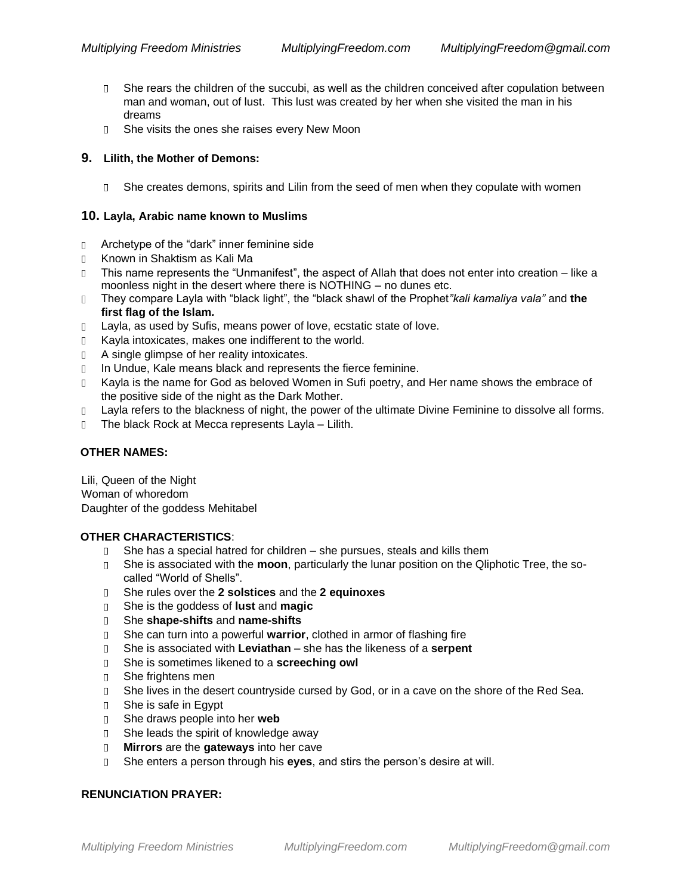- She rears the children of the succubi, as well as the children conceived after copulation between man and woman, out of lust. This lust was created by her when she visited the man in his dreams
- She visits the ones she raises every New Moon

### 9. Lilith, the Mother of Demons:

- She creates demons, spirits and Lilin from the seed of men when they copulate with women

### 10. Layla, Arabic name known to Muslims

- Archetype of the "dark" inner feminine side
- Known in Shaktism as Kali Ma
- This name represents the "Unmanifest", the aspect of Allah that does not enter into creation – like a moonless night in the desert where there is NOTHING – no dunes etc.
- They compare Layla with "black light", the "black shawl of the Prophet*"kali kamaliya vala"* and **the first flag of the Islam.**
- Layla, as used by Sufis, means power of love, ecstatic state of love.
- Kayla intoxicates, makes one indifferent to the world.
- A single glimpse of her reality intoxicates.
- In Undue, Kale means black and represents the fierce feminine.
- Kayla is the name for God as beloved Women in Sufi poetry, and Her name shows the embrace of the positive side of the night as the Dark Mother.
- Layla refers to the blackness of night, the power of the ultimate Divine Feminine to dissolve all forms.
- The black Rock at Mecca represents Layla – Lilith.

**OTHER NAMES:**

Lili, Queen of the Night
Woman of whoredom
Daughter of the goddess Mehitabel

**OTHER CHARACTERISTICS**:

- She has a special hatred for children – she pursues, steals and kills them
- She is associated with the **moon**, particularly the lunar position on the Qliphotic Tree, the so-called "World of Shells".
- She rules over the **2 solstices** and the **2 equinoxes**
- She is the goddess of **lust** and **magic**
- She **shape-shifts** and **name-shifts**
- She can turn into a powerful **warrior**, clothed in armor of flashing fire
- She is associated with **Leviathan** – she has the likeness of a **serpent**
- She is sometimes likened to a **screeching owl**
- She frightens men
- She lives in the desert countryside cursed by God, or in a cave on the shore of the Red Sea.
- She is safe in Egypt
- She draws people into her **web**
- She leads the spirit of knowledge away
- **Mirrors** are the **gateways** into her cave
- She enters a person through his **eyes**, and stirs the person's desire at will.

**RENUNCIATION PRAYER:**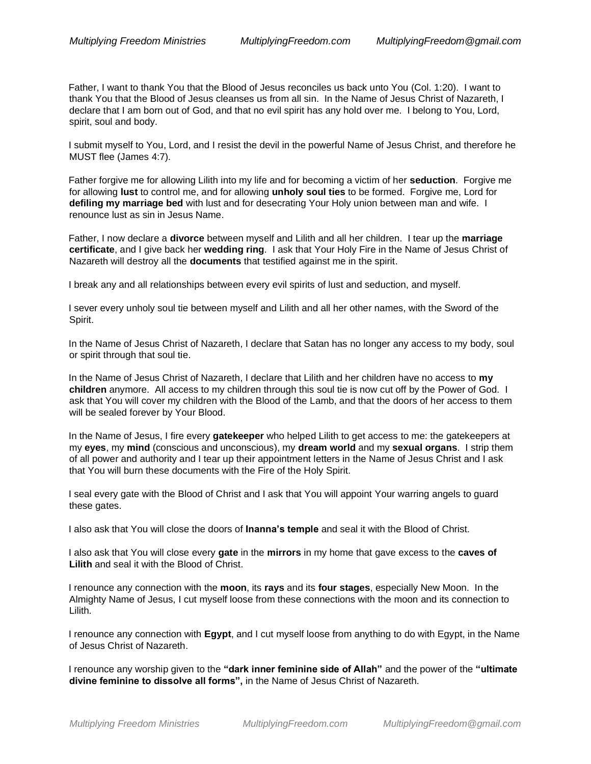Father, I want to thank You that the Blood of Jesus reconciles us back unto You (Col. 1:20). I want to thank You that the Blood of Jesus cleanses us from all sin. In the Name of Jesus Christ of Nazareth, I declare that I am born out of God, and that no evil spirit has any hold over me. I belong to You, Lord, spirit, soul and body.

I submit myself to You, Lord, and I resist the devil in the powerful Name of Jesus Christ, and therefore he MUST flee (James 4:7).

Father forgive me for allowing Lilith into my life and for becoming a victim of her **seduction**. Forgive me for allowing **lust** to control me, and for allowing **unholy soul ties** to be formed. Forgive me, Lord for **defiling my marriage bed** with lust and for desecrating Your Holy union between man and wife. I renounce lust as sin in Jesus Name.

Father, I now declare a **divorce** between myself and Lilith and all her children. I tear up the **marriage certificate**, and I give back her **wedding ring**. I ask that Your Holy Fire in the Name of Jesus Christ of Nazareth will destroy all the **documents** that testified against me in the spirit.

I break any and all relationships between every evil spirits of lust and seduction, and myself.

I sever every unholy soul tie between myself and Lilith and all her other names, with the Sword of the Spirit.

In the Name of Jesus Christ of Nazareth, I declare that Satan has no longer any access to my body, soul or spirit through that soul tie.

In the Name of Jesus Christ of Nazareth, I declare that Lilith and her children have no access to **my children** anymore. All access to my children through this soul tie is now cut off by the Power of God. I ask that You will cover my children with the Blood of the Lamb, and that the doors of her access to them will be sealed forever by Your Blood.

In the Name of Jesus, I fire every **gatekeeper** who helped Lilith to get access to me: the gatekeepers at my **eyes**, my **mind** (conscious and unconscious), my **dream world** and my **sexual organs**. I strip them of all power and authority and I tear up their appointment letters in the Name of Jesus Christ and I ask that You will burn these documents with the Fire of the Holy Spirit.

I seal every gate with the Blood of Christ and I ask that You will appoint Your warring angels to guard these gates.

I also ask that You will close the doors of **Inanna's temple** and seal it with the Blood of Christ.

I also ask that You will close every **gate** in the **mirrors** in my home that gave excess to the **caves of Lilith** and seal it with the Blood of Christ.

I renounce any connection with the **moon**, its **rays** and its **four stages**, especially New Moon. In the Almighty Name of Jesus, I cut myself loose from these connections with the moon and its connection to Lilith.

I renounce any connection with **Egypt**, and I cut myself loose from anything to do with Egypt, in the Name of Jesus Christ of Nazareth.

I renounce any worship given to the **"dark inner feminine side of Allah"** and the power of the **"ultimate divine feminine to dissolve all forms",** in the Name of Jesus Christ of Nazareth.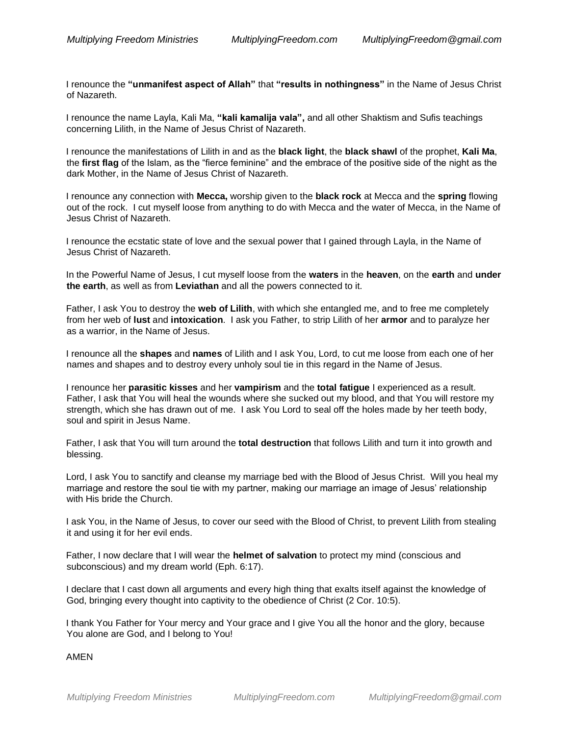I renounce the **"unmanifest aspect of Allah"** that **"results in nothingness"** in the Name of Jesus Christ of Nazareth.

I renounce the name Layla, Kali Ma, **"kali kamalija vala",** and all other Shaktism and Sufis teachings concerning Lilith, in the Name of Jesus Christ of Nazareth.

I renounce the manifestations of Lilith in and as the **black light**, the **black shawl** of the prophet, **Kali Ma**, the **first flag** of the Islam, as the "fierce feminine" and the embrace of the positive side of the night as the dark Mother, in the Name of Jesus Christ of Nazareth.

I renounce any connection with **Mecca,** worship given to the **black rock** at Mecca and the **spring** flowing out of the rock. I cut myself loose from anything to do with Mecca and the water of Mecca, in the Name of Jesus Christ of Nazareth.

I renounce the ecstatic state of love and the sexual power that I gained through Layla, in the Name of Jesus Christ of Nazareth.

In the Powerful Name of Jesus, I cut myself loose from the **waters** in the **heaven**, on the **earth** and **under the earth**, as well as from **Leviathan** and all the powers connected to it.

Father, I ask You to destroy the **web of Lilith**, with which she entangled me, and to free me completely from her web of **lust** and **intoxication**. I ask you Father, to strip Lilith of her **armor** and to paralyze her as a warrior, in the Name of Jesus.

I renounce all the **shapes** and **names** of Lilith and I ask You, Lord, to cut me loose from each one of her names and shapes and to destroy every unholy soul tie in this regard in the Name of Jesus.

I renounce her **parasitic kisses** and her **vampirism** and the **total fatigue** I experienced as a result. Father, I ask that You will heal the wounds where she sucked out my blood, and that You will restore my strength, which she has drawn out of me. I ask You Lord to seal off the holes made by her teeth body, soul and spirit in Jesus Name.

Father, I ask that You will turn around the **total destruction** that follows Lilith and turn it into growth and blessing.

Lord, I ask You to sanctify and cleanse my marriage bed with the Blood of Jesus Christ. Will you heal my marriage and restore the soul tie with my partner, making our marriage an image of Jesus' relationship with His bride the Church.

I ask You, in the Name of Jesus, to cover our seed with the Blood of Christ, to prevent Lilith from stealing it and using it for her evil ends.

Father, I now declare that I will wear the **helmet of salvation** to protect my mind (conscious and subconscious) and my dream world (Eph. 6:17).

I declare that I cast down all arguments and every high thing that exalts itself against the knowledge of God, bringing every thought into captivity to the obedience of Christ (2 Cor. 10:5).

I thank You Father for Your mercy and Your grace and I give You all the honor and the glory, because You alone are God, and I belong to You!

AMEN